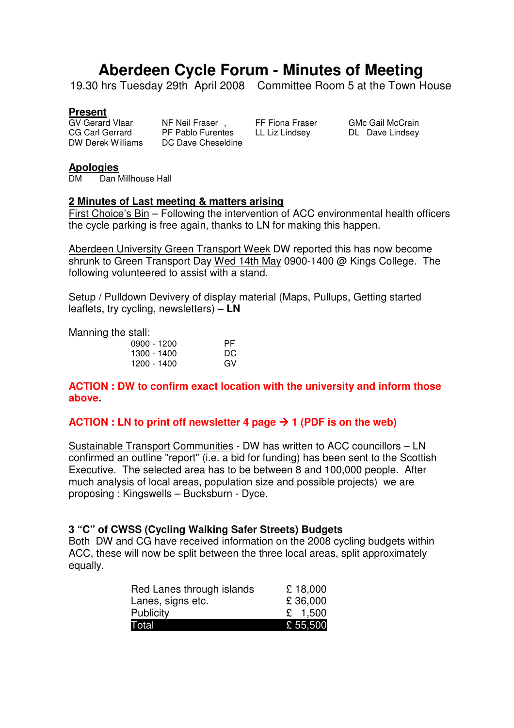# Aberdeen Cycle Forum - Minutes of Meeting

19.30 hrs Tuesday 29th April 2008 Committee Room 5 at the Town House

## Present

| | | | |
|---|---|---|---|
| GV Gerard Vlaar | NF Neil Fraser , | FF Fiona Fraser | GMc Gail McCrain |
| CG Carl Gerrard | PF Pablo Furentes | LL Liz Lindsey | DL Dave Lindsey |
| DW Derek Williams | DC Dave Cheseldine | | |

## Apologies

DM Dan Millhouse Hall

## 2 Minutes of Last meeting & matters arising

First Choice's Bin – Following the intervention of ACC environmental health officers the cycle parking is free again, thanks to LN for making this happen.

Aberdeen University Green Transport Week DW reported this has now become shrunk to Green Transport Day Wed 14th May 0900-1400 @ Kings College. The following volunteered to assist with a stand.

Setup / Pulldown Devivery of display material (Maps, Pullups, Getting started leaflets, try cycling, newsletters) **– LN**

Manning the stall:

| | |
|---|---|
| 0900 - 1200 | PF |
| 1300 - 1400 | DC |
| 1200 - 1400 | GV |

**ACTION : DW to confirm exact location with the university and inform those above.**

**ACTION : LN to print off newsletter 4 page → 1 (PDF is on the web)**

Sustainable Transport Communities - DW has written to ACC councillors – LN confirmed an outline "report" (i.e. a bid for funding) has been sent to the Scottish Executive. The selected area has to be between 8 and 100,000 people. After much analysis of local areas, population size and possible projects) we are proposing : Kingswells – Bucksburn - Dyce.

### 3 "C" of CWSS (Cycling Walking Safer Streets) Budgets

Both DW and CG have received information on the 2008 cycling budgets within ACC, these will now be split between the three local areas, split approximately equally.

| | |
|---|---|
| Red Lanes through islands | £ 18,000 |
| Lanes, signs etc. | £ 36,000 |
| Publicity | £ 1,500 |
| Total | £ 55,500 |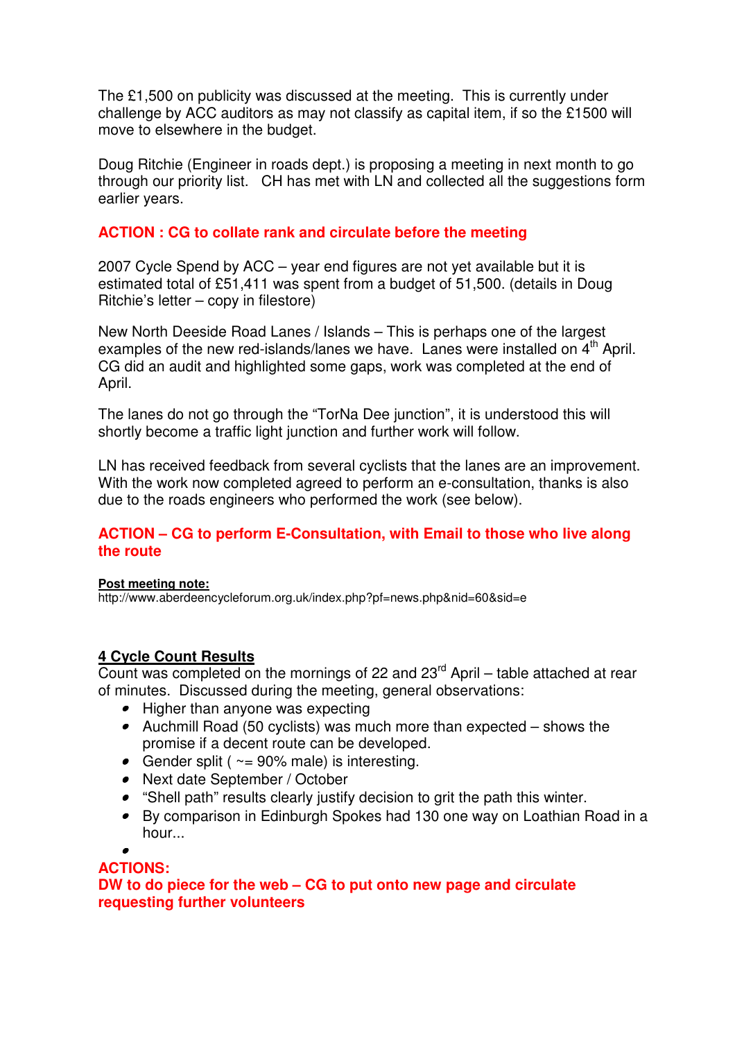The £1,500 on publicity was discussed at the meeting. This is currently under challenge by ACC auditors as may not classify as capital item, if so the £1500 will move to elsewhere in the budget.

Doug Ritchie (Engineer in roads dept.) is proposing a meeting in next month to go through our priority list. CH has met with LN and collected all the suggestions form earlier years.

**ACTION : CG to collate rank and circulate before the meeting**

2007 Cycle Spend by ACC – year end figures are not yet available but it is estimated total of £51,411 was spent from a budget of 51,500. (details in Doug Ritchie's letter – copy in filestore)

New North Deeside Road Lanes / Islands – This is perhaps one of the largest examples of the new red-islands/lanes we have. Lanes were installed on 4th April. CG did an audit and highlighted some gaps, work was completed at the end of April.

The lanes do not go through the "TorNa Dee junction", it is understood this will shortly become a traffic light junction and further work will follow.

LN has received feedback from several cyclists that the lanes are an improvement. With the work now completed agreed to perform an e-consultation, thanks is also due to the roads engineers who performed the work (see below).

**ACTION – CG to perform E-Consultation, with Email to those who live along the route**

**Post meeting note:**
http://www.aberdeencycleforum.org.uk/index.php?pf=news.php&nid=60&sid=e

## 4 Cycle Count Results

Count was completed on the mornings of 22 and 23rd April – table attached at rear of minutes. Discussed during the meeting, general observations:

- Higher than anyone was expecting
- Auchmill Road (50 cyclists) was much more than expected – shows the promise if a decent route can be developed.
- Gender split ( ~= 90% male) is interesting.
- Next date September / October
- "Shell path" results clearly justify decision to grit the path this winter.
- By comparison in Edinburgh Spokes had 130 one way on Loathian Road in a hour...

**ACTIONS:**
**DW to do piece for the web – CG to put onto new page and circulate requesting further volunteers**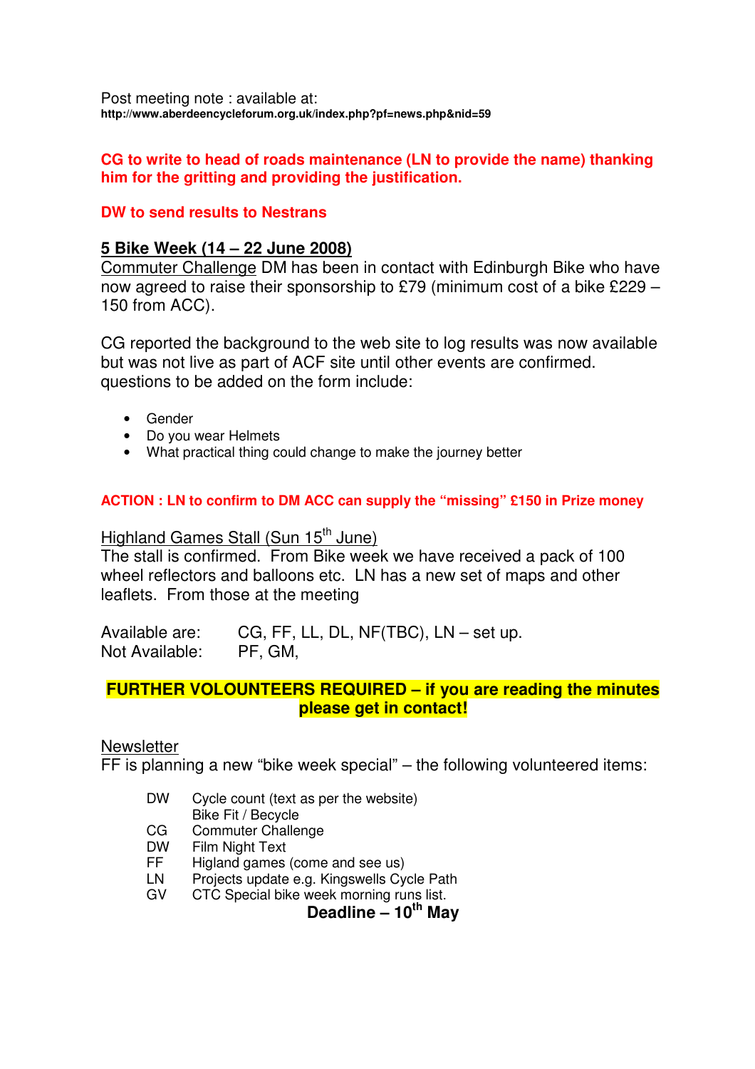Post meeting note : available at:
**http://www.aberdeencycleforum.org.uk/index.php?pf=news.php&nid=59**

**CG to write to head of roads maintenance (LN to provide the name) thanking him for the gritting and providing the justification.**

**DW to send results to Nestrans**

## 5 Bike Week (14 – 22 June 2008)

Commuter Challenge DM has been in contact with Edinburgh Bike who have now agreed to raise their sponsorship to £79 (minimum cost of a bike £229 – 150 from ACC).

CG reported the background to the web site to log results was now available but was not live as part of ACF site until other events are confirmed. questions to be added on the form include:

- Gender
- Do you wear Helmets
- What practical thing could change to make the journey better

**ACTION : LN to confirm to DM ACC can supply the "missing" £150 in Prize money**

Highland Games Stall (Sun 15th June)

The stall is confirmed. From Bike week we have received a pack of 100 wheel reflectors and balloons etc. LN has a new set of maps and other leaflets. From those at the meeting

Available are: CG, FF, LL, DL, NF(TBC), LN – set up.
Not Available: PF, GM,

**FURTHER VOLOUNTEERS REQUIRED – if you are reading the minutes please get in contact!**

Newsletter

FF is planning a new "bike week special" – the following volunteered items:

| | |
|---|---|
| DW | Cycle count (text as per the website) |
| | Bike Fit / Becycle |
| CG | Commuter Challenge |
| DW | Film Night Text |
| FF | Higland games (come and see us) |
| LN | Projects update e.g. Kingswells Cycle Path |
| GV | CTC Special bike week morning runs list. |

**Deadline – 10th May**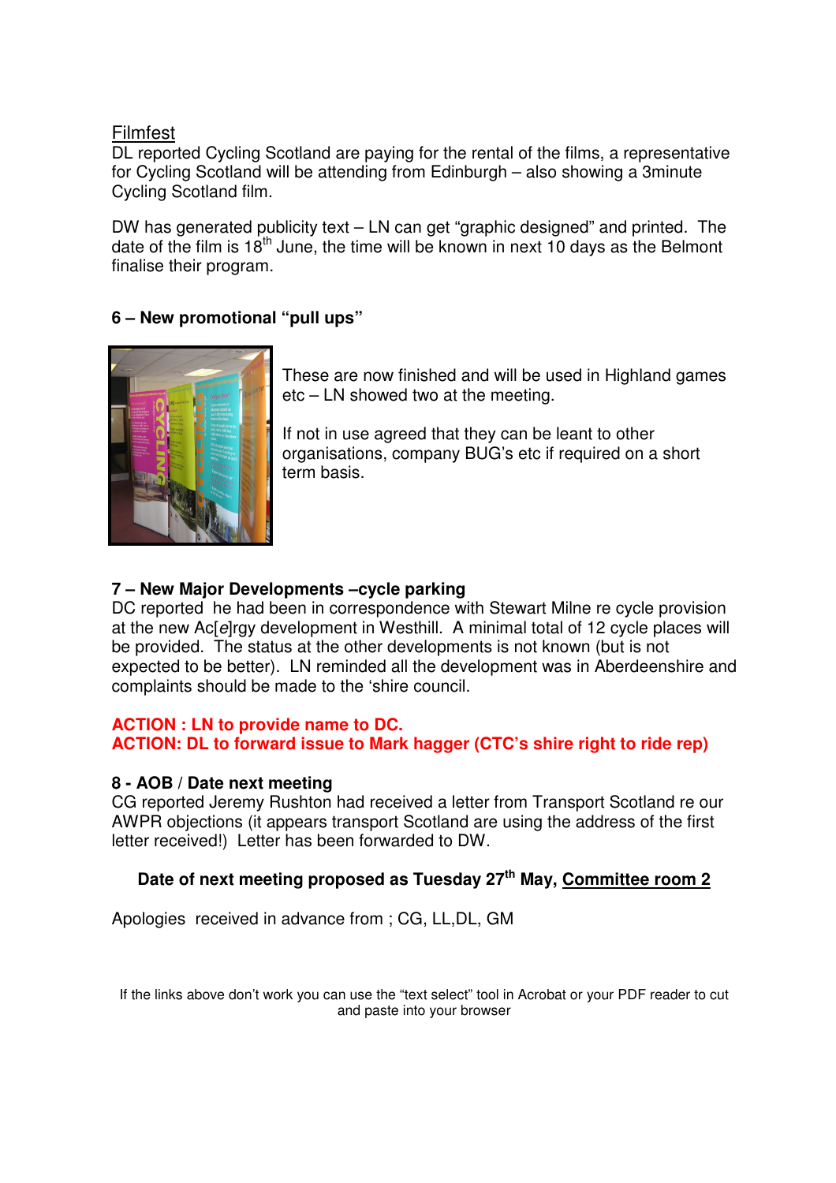Filmfest

DL reported Cycling Scotland are paying for the rental of the films, a representative for Cycling Scotland will be attending from Edinburgh – also showing a 3minute Cycling Scotland film.

DW has generated publicity text – LN can get "graphic designed" and printed. The date of the film is 18th June, the time will be known in next 10 days as the Belmont finalise their program.

**6 – New promotional "pull ups"**

These are now finished and will be used in Highland games etc – LN showed two at the meeting.

If not in use agreed that they can be leant to other organisations, company BUG's etc if required on a short term basis.

**7 – New Major Developments –cycle parking**

DC reported he had been in correspondence with Stewart Milne re cycle provision at the new Ac[*e*]rgy development in Westhill. A minimal total of 12 cycle places will be provided. The status at the other developments is not known (but is not expected to be better). LN reminded all the development was in Aberdeenshire and complaints should be made to the 'shire council.

**ACTION : LN to provide name to DC.**
**ACTION: DL to forward issue to Mark hagger (CTC's shire right to ride rep)**

**8 - AOB / Date next meeting**

CG reported Jeremy Rushton had received a letter from Transport Scotland re our AWPR objections (it appears transport Scotland are using the address of the first letter received!) Letter has been forwarded to DW.

**Date of next meeting proposed as Tuesday 27th May, Committee room 2**

Apologies received in advance from ; CG, LL,DL, GM

If the links above don't work you can use the "text select" tool in Acrobat or your PDF reader to cut and paste into your browser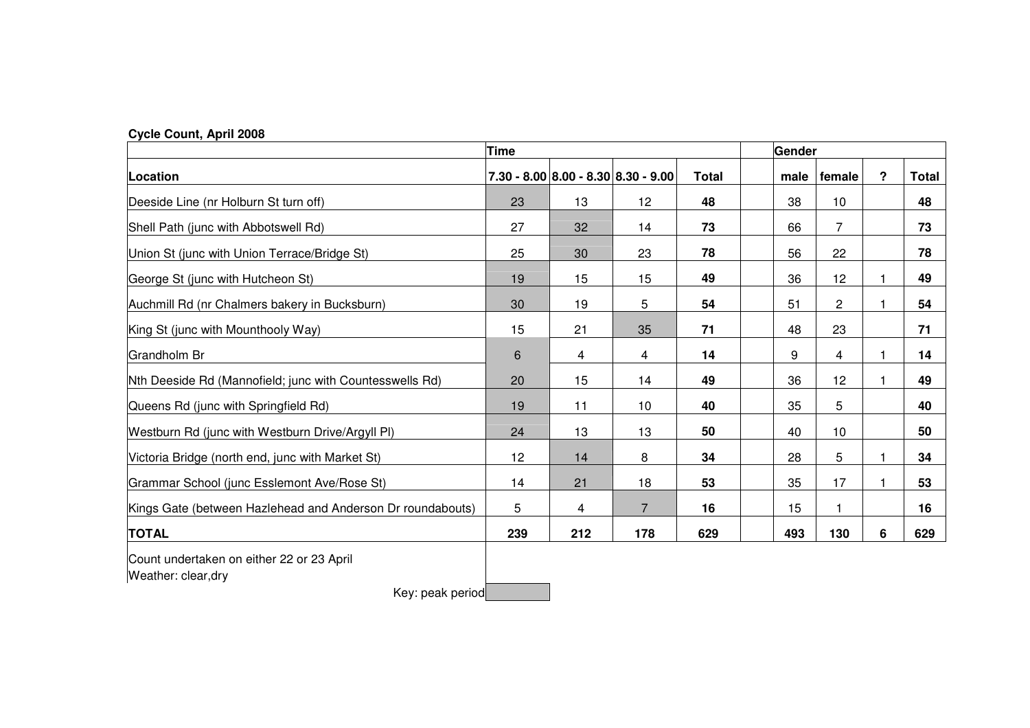**Cycle Count, April 2008**

| Location | Time | | | | | Gender | | | |
|---|---|---|---|---|---|---|---|---|---|
| | 7.30 - 8.00 | 8.00 - 8.30 | 8.30 - 9.00 | **Total** | | male | female | ? | **Total** |
| Deeside Line (nr Holburn St turn off) | 23 | 13 | 12 | **48** | | 38 | 10 | | **48** |
| Shell Path (junc with Abbotswell Rd) | 27 | 32 | 14 | **73** | | 66 | 7 | | **73** |
| Union St (junc with Union Terrace/Bridge St) | 25 | 30 | 23 | **78** | | 56 | 22 | | **78** |
| George St (junc with Hutcheon St) | 19 | 15 | 15 | **49** | | 36 | 12 | 1 | **49** |
| Auchmill Rd (nr Chalmers bakery in Bucksburn) | 30 | 19 | 5 | **54** | | 51 | 2 | 1 | **54** |
| King St (junc with Mounthooly Way) | 15 | 21 | 35 | **71** | | 48 | 23 | | **71** |
| Grandholm Br | 6 | 4 | 4 | **14** | | 9 | 4 | 1 | **14** |
| Nth Deeside Rd (Mannofield; junc with Countesswells Rd) | 20 | 15 | 14 | **49** | | 36 | 12 | 1 | **49** |
| Queens Rd (junc with Springfield Rd) | 19 | 11 | 10 | **40** | | 35 | 5 | | **40** |
| Westburn Rd (junc with Westburn Drive/Argyll Pl) | 24 | 13 | 13 | **50** | | 40 | 10 | | **50** |
| Victoria Bridge (north end, junc with Market St) | 12 | 14 | 8 | **34** | | 28 | 5 | 1 | **34** |
| Grammar School (junc Esslemont Ave/Rose St) | 14 | 21 | 18 | **53** | | 35 | 17 | 1 | **53** |
| Kings Gate (between Hazlehead and Anderson Dr roundabouts) | 5 | 4 | 7 | **16** | | 15 | 1 | | **16** |
| **TOTAL** | **239** | **212** | **178** | **629** | | **493** | **130** | **6** | **629** |

Count undertaken on either 22 or 23 April
Weather: clear,dry

Key: peak period